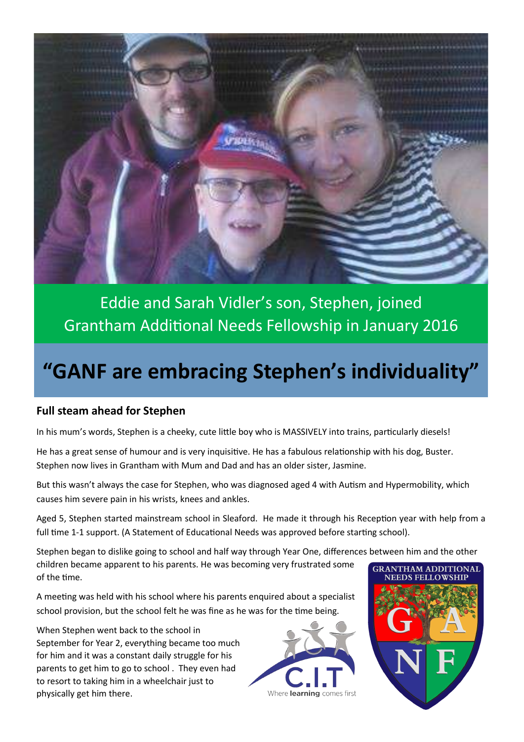Eddie and Sarah Vidler's son, Stephen, joined Grantham Additional Needs Fellowship in January 2016

# "GANF are embracing Stephen's individuality"

## Full steam ahead for Stephen

In his mum's words, Stephen is a cheeky, cute little boy who is MASSIVELY into trains, particularly diesels!

He has a great sense of humour and is very inquisitive. He has a fabulous relationship with his dog, Buster. Stephen now lives in Grantham with Mum and Dad and has an older sister, Jasmine.

But this wasn't always the case for Stephen, who was diagnosed aged 4 with Autism and Hypermobility, which causes him severe pain in his wrists, knees and ankles.

Aged 5, Stephen started mainstream school in Sleaford. He made it through his Reception year with help from a full time 1-1 support. (A Statement of Educational Needs was approved before starting school).

Stephen began to dislike going to school and half way through Year One, differences between him and the other children became apparent to his parents. He was becoming very frustrated some of the time.

A meeting was held with his school where his parents enquired about a specialist school provision, but the school felt he was fine as he was for the time being.

When Stephen went back to the school in September for Year 2, everything became too much for him and it was a constant daily struggle for his parents to get him to go to school . They even had to resort to taking him in a wheelchair just to physically get him there.

C.I.T Where **learning** comes first

GRANTHAM ADDITIONAL NEEDS FELLOWSHIP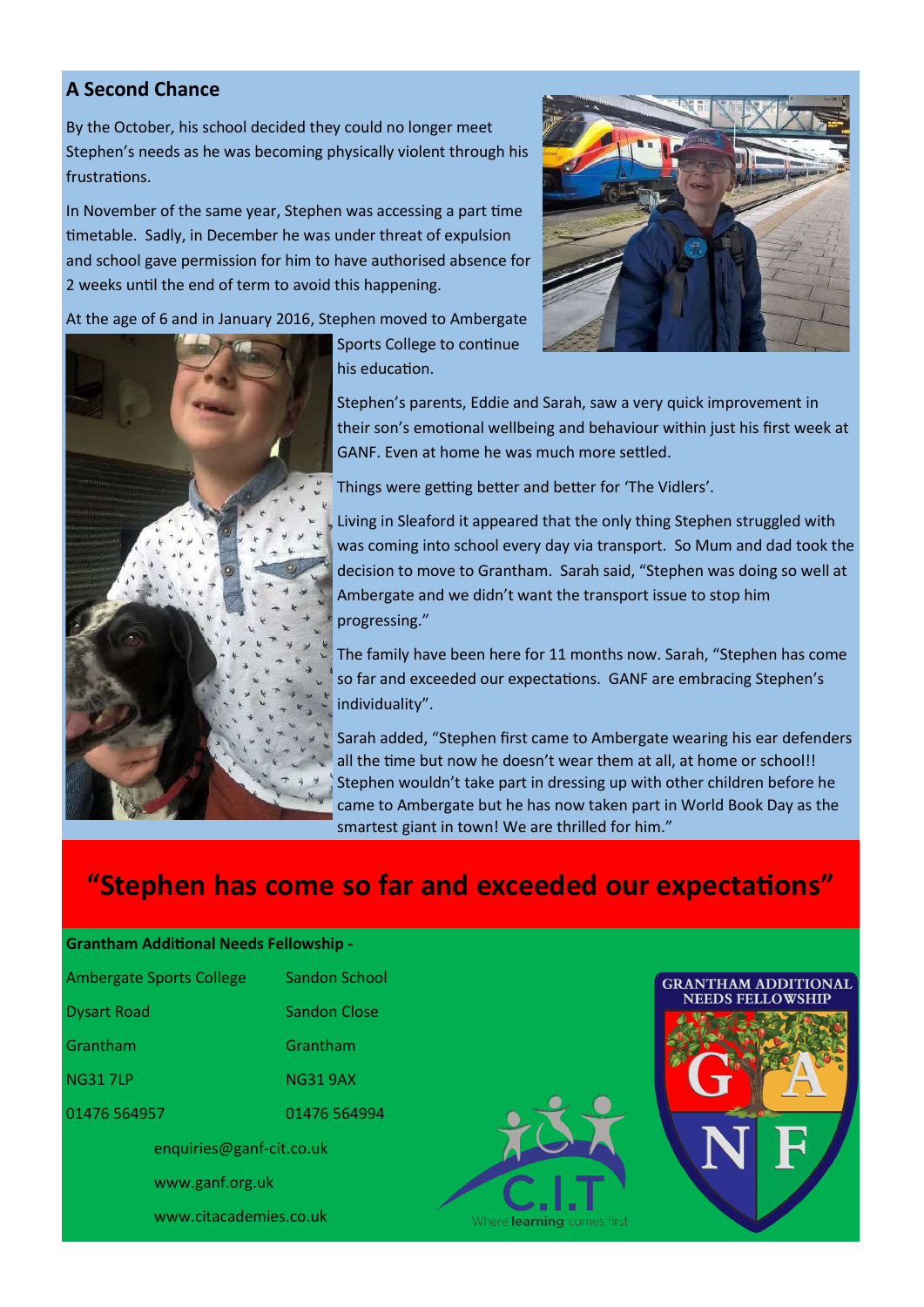## A Second Chance

By the October, his school decided they could no longer meet Stephen's needs as he was becoming physically violent through his frustrations.

In November of the same year, Stephen was accessing a part time timetable. Sadly, in December he was under threat of expulsion and school gave permission for him to have authorised absence for 2 weeks until the end of term to avoid this happening.

At the age of 6 and in January 2016, Stephen moved to Ambergate Sports College to continue his education.

Stephen's parents, Eddie and Sarah, saw a very quick improvement in their son's emotional wellbeing and behaviour within just his first week at GANF. Even at home he was much more settled.

Things were getting better and better for 'The Vidlers'.

Living in Sleaford it appeared that the only thing Stephen struggled with was coming into school every day via transport. So Mum and dad took the decision to move to Grantham. Sarah said, "Stephen was doing so well at Ambergate and we didn't want the transport issue to stop him progressing."

The family have been here for 11 months now. Sarah, "Stephen has come so far and exceeded our expectations. GANF are embracing Stephen's individuality".

Sarah added, "Stephen first came to Ambergate wearing his ear defenders all the time but now he doesn't wear them at all, at home or school!! Stephen wouldn't take part in dressing up with other children before he came to Ambergate but he has now taken part in World Book Day as the smartest giant in town! We are thrilled for him."

## "Stephen has come so far and exceeded our expectations"

**Grantham Additional Needs Fellowship -**

| | |
|---|---|
| Ambergate Sports College | Sandon School |
| Dysart Road | Sandon Close |
| Grantham | Grantham |
| NG31 7LP | NG31 9AX |
| 01476 564957 | 01476 564994 |

enquiries@ganf-cit.co.uk

www.ganf.org.uk

www.citacademies.co.uk

C.I.T Where learning comes first

GRANTHAM ADDITIONAL NEEDS FELLOWSHIP